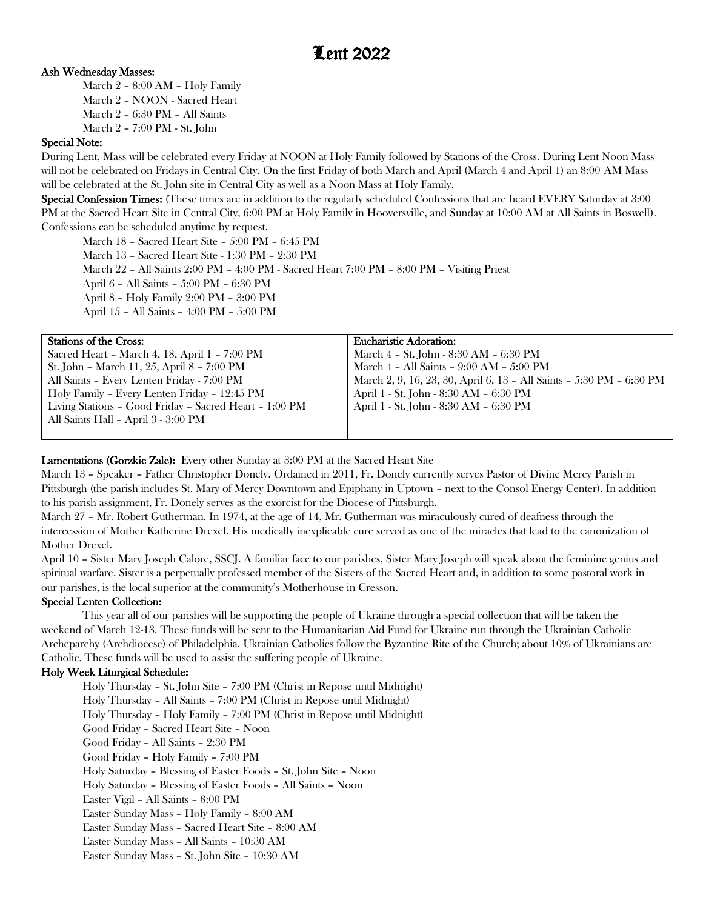#  Lent 2022

**Ash Wednesday Masses:**

March 2 – 8:00 AM – Holy Family
March 2 – NOON - Sacred Heart
March 2 – 6:30 PM – All Saints
March 2 – 7:00 PM - St. John

**Special Note:**
During Lent, Mass will be celebrated every Friday at NOON at Holy Family followed by Stations of the Cross. During Lent Noon Mass will not be celebrated on Fridays in Central City. On the first Friday of both March and April (March 4 and April 1) an 8:00 AM Mass will be celebrated at the St. John site in Central City as well as a Noon Mass at Holy Family.

**Special Confession Times:** (These times are in addition to the regularly scheduled Confessions that are heard EVERY Saturday at 3:00 PM at the Sacred Heart Site in Central City, 6:00 PM at Holy Family in Hooversville, and Sunday at 10:00 AM at All Saints in Boswell). Confessions can be scheduled anytime by request.

March 18 – Sacred Heart Site – 5:00 PM – 6:45 PM
March 13 – Sacred Heart Site - 1:30 PM – 2:30 PM
March 22 – All Saints 2:00 PM – 4:00 PM - Sacred Heart 7:00 PM – 8:00 PM – Visiting Priest
April 6 – All Saints – 5:00 PM – 6:30 PM
April 8 – Holy Family 2:00 PM – 3:00 PM
April 15 – All Saints – 4:00 PM – 5:00 PM

| **Stations of the Cross:** | **Eucharistic Adoration:** |
|---|---|
| Sacred Heart – March 4, 18, April 1 – 7:00 PM | March 4 – St. John - 8:30 AM – 6:30 PM |
| St. John – March 11, 25, April 8 – 7:00 PM | March 4 – All Saints – 9:00 AM – 5:00 PM |
| All Saints – Every Lenten Friday - 7:00 PM | March 2, 9, 16, 23, 30, April 6, 13 – All Saints – 5:30 PM – 6:30 PM |
| Holy Family – Every Lenten Friday – 12:45 PM | April 1 - St. John - 8:30 AM – 6:30 PM |
| Living Stations – Good Friday – Sacred Heart – 1:00 PM | April 1 - St. John - 8:30 AM – 6:30 PM |
| All Saints Hall – April 3 - 3:00 PM | |

**Lamentations (Gorzkie Zale):** Every other Sunday at 3:00 PM at the Sacred Heart Site

March 13 – Speaker – Father Christopher Donely. Ordained in 2011, Fr. Donely currently serves Pastor of Divine Mercy Parish in Pittsburgh (the parish includes St. Mary of Mercy Downtown and Epiphany in Uptown – next to the Consol Energy Center). In addition to his parish assignment, Fr. Donely serves as the exorcist for the Diocese of Pittsburgh.

March 27 – Mr. Robert Gutherman. In 1974, at the age of 14, Mr. Gutherman was miraculously cured of deafness through the intercession of Mother Katherine Drexel. His medically inexplicable cure served as one of the miracles that lead to the canonization of Mother Drexel.

April 10 – Sister Mary Joseph Calore, SSCJ. A familiar face to our parishes, Sister Mary Joseph will speak about the feminine genius and spiritual warfare. Sister is a perpetually professed member of the Sisters of the Sacred Heart and, in addition to some pastoral work in our parishes, is the local superior at the community's Motherhouse in Cresson.

**Special Lenten Collection:**

This year all of our parishes will be supporting the people of Ukraine through a special collection that will be taken the weekend of March 12-13. These funds will be sent to the Humanitarian Aid Fund for Ukraine run through the Ukrainian Catholic Archeparchy (Archdiocese) of Philadelphia. Ukrainian Catholics follow the Byzantine Rite of the Church; about 10% of Ukrainians are Catholic. These funds will be used to assist the suffering people of Ukraine.

**Holy Week Liturgical Schedule:**

Holy Thursday – St. John Site – 7:00 PM (Christ in Repose until Midnight)
Holy Thursday – All Saints – 7:00 PM (Christ in Repose until Midnight)
Holy Thursday – Holy Family – 7:00 PM (Christ in Repose until Midnight)
Good Friday – Sacred Heart Site – Noon
Good Friday – All Saints – 2:30 PM
Good Friday – Holy Family – 7:00 PM
Holy Saturday – Blessing of Easter Foods – St. John Site – Noon
Holy Saturday – Blessing of Easter Foods – All Saints – Noon
Easter Vigil – All Saints – 8:00 PM
Easter Sunday Mass – Holy Family – 8:00 AM
Easter Sunday Mass – Sacred Heart Site – 8:00 AM
Easter Sunday Mass – All Saints – 10:30 AM
Easter Sunday Mass – St. John Site – 10:30 AM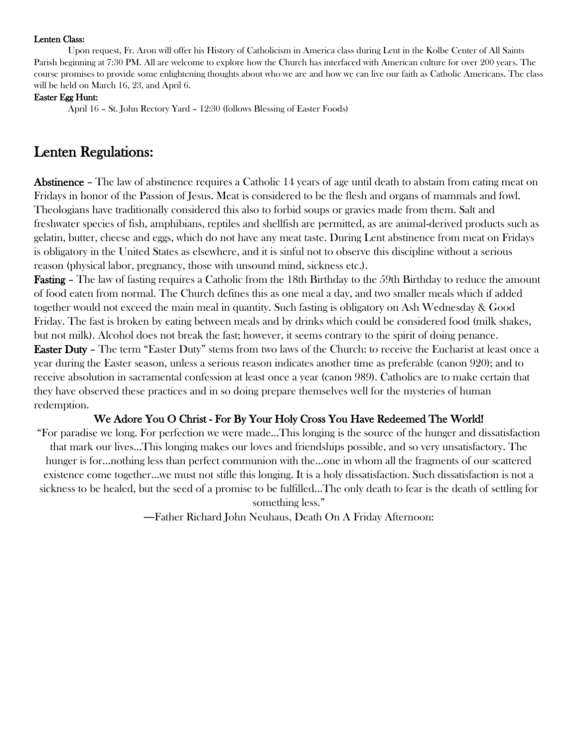**Lenten Class:**

Upon request, Fr. Aron will offer his History of Catholicism in America class during Lent in the Kolbe Center of All Saints Parish beginning at 7:30 PM. All are welcome to explore how the Church has interfaced with American culture for over 200 years. The course promises to provide some enlightening thoughts about who we are and how we can live our faith as Catholic Americans. The class will be held on March 16, 23, and April 6.

**Easter Egg Hunt:**

April 16 – St. John Rectory Yard – 12:30 (follows Blessing of Easter Foods)

## Lenten Regulations:

**Abstinence** – The law of abstinence requires a Catholic 14 years of age until death to abstain from eating meat on Fridays in honor of the Passion of Jesus. Meat is considered to be the flesh and organs of mammals and fowl. Theologians have traditionally considered this also to forbid soups or gravies made from them. Salt and freshwater species of fish, amphibians, reptiles and shellfish are permitted, as are animal-derived products such as gelatin, butter, cheese and eggs, which do not have any meat taste. During Lent abstinence from meat on Fridays is obligatory in the United States as elsewhere, and it is sinful not to observe this discipline without a serious reason (physical labor, pregnancy, those with unsound mind, sickness etc.).

**Fasting** – The law of fasting requires a Catholic from the 18th Birthday to the 59th Birthday to reduce the amount of food eaten from normal. The Church defines this as one meal a day, and two smaller meals which if added together would not exceed the main meal in quantity. Such fasting is obligatory on Ash Wednesday & Good Friday. The fast is broken by eating between meals and by drinks which could be considered food (milk shakes, but not milk). Alcohol does not break the fast; however, it seems contrary to the spirit of doing penance.

**Easter Duty** – The term "Easter Duty" stems from two laws of the Church: to receive the Eucharist at least once a year during the Easter season, unless a serious reason indicates another time as preferable (canon 920); and to receive absolution in sacramental confession at least once a year (canon 989). Catholics are to make certain that they have observed these practices and in so doing prepare themselves well for the mysteries of human redemption.

**We Adore You O Christ - For By Your Holy Cross You Have Redeemed The World!**

"For paradise we long. For perfection we were made…This longing is the source of the hunger and dissatisfaction that mark our lives…This longing makes our loves and friendships possible, and so very unsatisfactory. The hunger is for…nothing less than perfect communion with the…one in whom all the fragments of our scattered existence come together…we must not stifle this longing. It is a holy dissatisfaction. Such dissatisfaction is not a sickness to be healed, but the seed of a promise to be fulfilled…The only death to fear is the death of settling for something less."

—Father Richard John Neuhaus, Death On A Friday Afternoon: